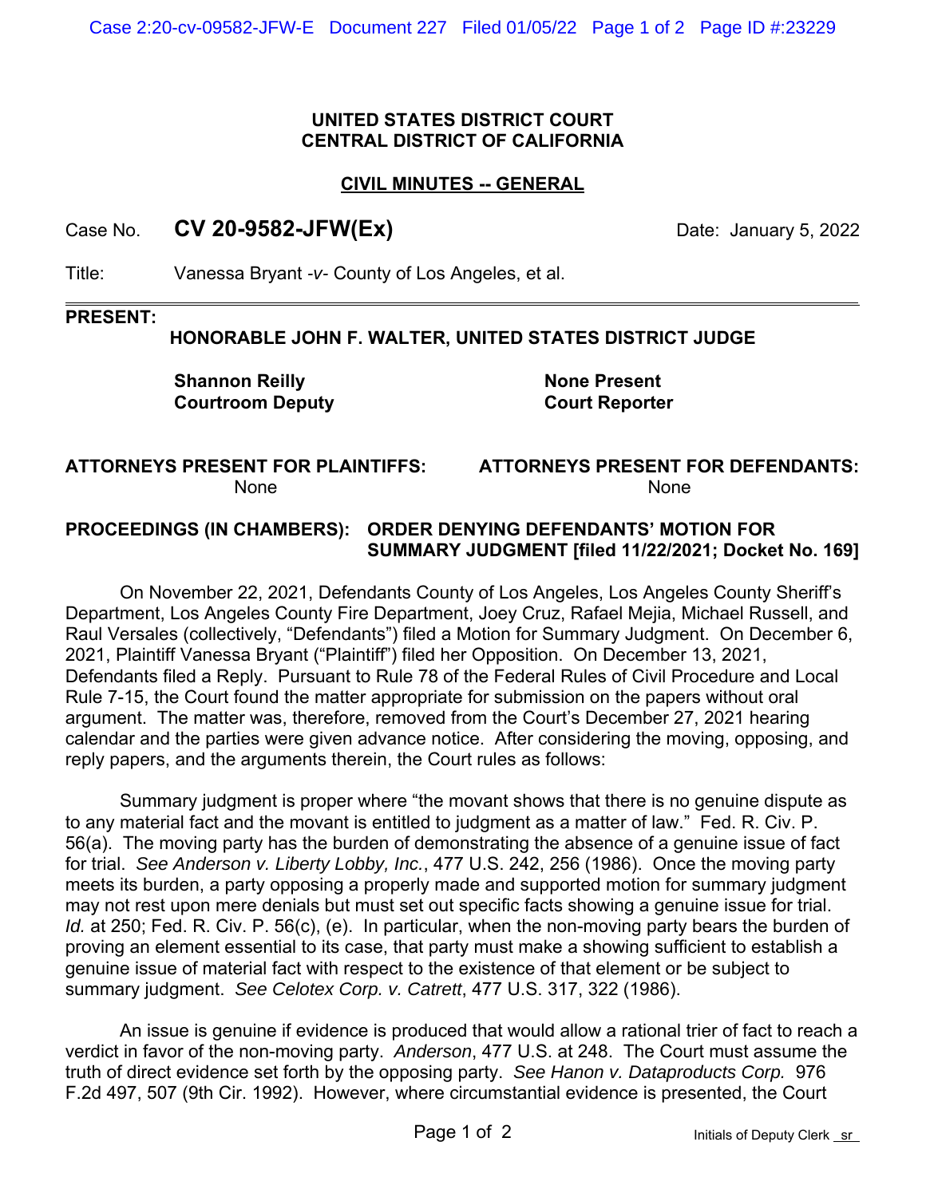**UNITED STATES DISTRICT COURT**
**CENTRAL DISTRICT OF CALIFORNIA**

**CIVIL MINUTES -- GENERAL**

Case No. **CV 20-9582-JFW(Ex)** Date: January 5, 2022

Title: Vanessa Bryant -*v*- County of Los Angeles, et al.

**PRESENT:**

**HONORABLE JOHN F. WALTER, UNITED STATES DISTRICT JUDGE**

| | |
|---|---|
| **Shannon Reilly** | **None Present** |
| **Courtroom Deputy** | **Court Reporter** |

| **ATTORNEYS PRESENT FOR PLAINTIFFS:** | **ATTORNEYS PRESENT FOR DEFENDANTS:** |
|---|---|
| None | None |

**PROCEEDINGS (IN CHAMBERS): ORDER DENYING DEFENDANTS' MOTION FOR SUMMARY JUDGMENT [filed 11/22/2021; Docket No. 169]**

On November 22, 2021, Defendants County of Los Angeles, Los Angeles County Sheriff's Department, Los Angeles County Fire Department, Joey Cruz, Rafael Mejia, Michael Russell, and Raul Versales (collectively, "Defendants") filed a Motion for Summary Judgment. On December 6, 2021, Plaintiff Vanessa Bryant ("Plaintiff") filed her Opposition. On December 13, 2021, Defendants filed a Reply. Pursuant to Rule 78 of the Federal Rules of Civil Procedure and Local Rule 7-15, the Court found the matter appropriate for submission on the papers without oral argument. The matter was, therefore, removed from the Court's December 27, 2021 hearing calendar and the parties were given advance notice. After considering the moving, opposing, and reply papers, and the arguments therein, the Court rules as follows:

Summary judgment is proper where "the movant shows that there is no genuine dispute as to any material fact and the movant is entitled to judgment as a matter of law." Fed. R. Civ. P. 56(a). The moving party has the burden of demonstrating the absence of a genuine issue of fact for trial. *See Anderson v. Liberty Lobby, Inc.*, 477 U.S. 242, 256 (1986). Once the moving party meets its burden, a party opposing a properly made and supported motion for summary judgment may not rest upon mere denials but must set out specific facts showing a genuine issue for trial. *Id.* at 250; Fed. R. Civ. P. 56(c), (e). In particular, when the non-moving party bears the burden of proving an element essential to its case, that party must make a showing sufficient to establish a genuine issue of material fact with respect to the existence of that element or be subject to summary judgment. *See Celotex Corp. v. Catrett*, 477 U.S. 317, 322 (1986).

An issue is genuine if evidence is produced that would allow a rational trier of fact to reach a verdict in favor of the non-moving party. *Anderson*, 477 U.S. at 248. The Court must assume the truth of direct evidence set forth by the opposing party. *See Hanon v. Dataproducts Corp.* 976 F.2d 497, 507 (9th Cir. 1992). However, where circumstantial evidence is presented, the Court

Initials of Deputy Clerk sr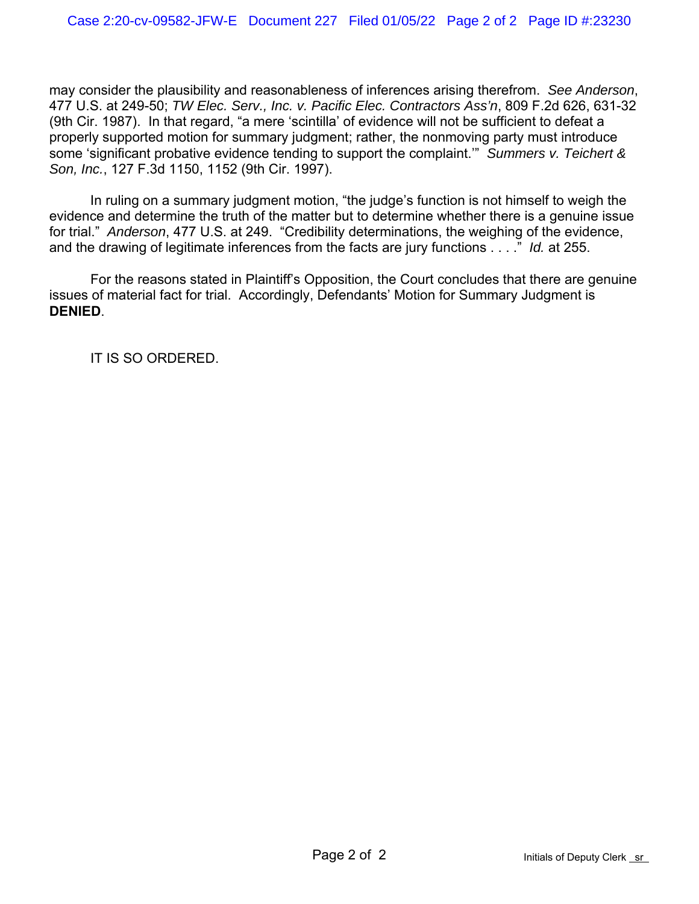may consider the plausibility and reasonableness of inferences arising therefrom. *See Anderson*, 477 U.S. at 249-50; *TW Elec. Serv., Inc. v. Pacific Elec. Contractors Ass'n*, 809 F.2d 626, 631-32 (9th Cir. 1987). In that regard, "a mere 'scintilla' of evidence will not be sufficient to defeat a properly supported motion for summary judgment; rather, the nonmoving party must introduce some 'significant probative evidence tending to support the complaint.'" *Summers v. Teichert & Son, Inc.*, 127 F.3d 1150, 1152 (9th Cir. 1997).

In ruling on a summary judgment motion, "the judge's function is not himself to weigh the evidence and determine the truth of the matter but to determine whether there is a genuine issue for trial." *Anderson*, 477 U.S. at 249. "Credibility determinations, the weighing of the evidence, and the drawing of legitimate inferences from the facts are jury functions . . . ." *Id.* at 255.

For the reasons stated in Plaintiff's Opposition, the Court concludes that there are genuine issues of material fact for trial. Accordingly, Defendants' Motion for Summary Judgment is **DENIED**.

IT IS SO ORDERED.

Initials of Deputy Clerk sr